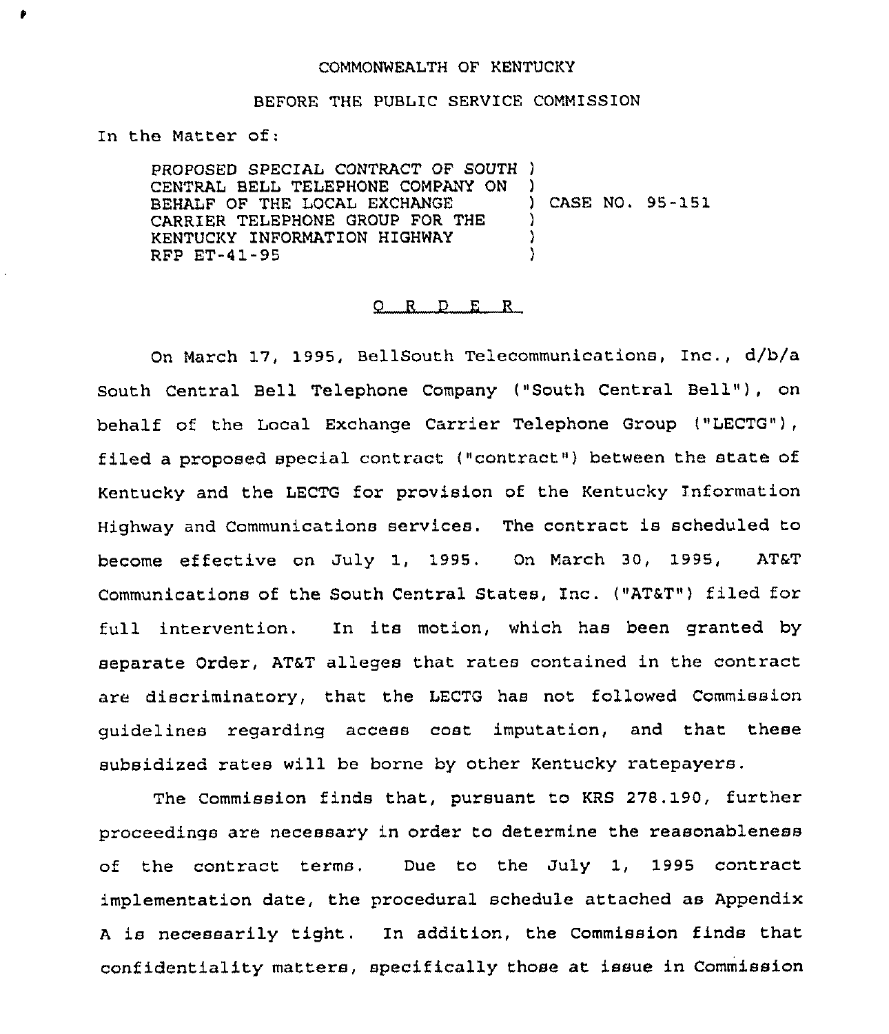COMMONWEALTH OF KENTUCKY

BEFORE THE PUBLIC SERVICE COMMISSION

In the Matter of:

PROPOSED SPECIAL CONTRACT OF SOUTH CENTRAL BELL TELEPHONE COMPANY ON BEHALF OF THE LOCAL EXCHANGE CARRIER TELEPHONE GROUP FOR THE KENTUCKY INFORMATION HIGHWAY RFP ET-41-95 ) CASE NO. 95-151

O R D E R

On March 17, 1995, BellSouth Telecommunications, Inc., d/b/a South Central Bell Telephone Company ("South Central Bell"), on behalf of the Local Exchange Carrier Telephone Group ("LECTG"), filed a proposed special contract ("contract") between the state of Kentucky and the LECTG for provision of the Kentucky Information Highway and Communications services. The contract is scheduled to become effective on July 1, 1995. On March 30, 1995, AT&T Communications of the South Central States, Inc. ("AT&T") filed for full intervention. In its motion, which has been granted by separate Order, AT&T alleges that rates contained in the contract are discriminatory, that the LECTG has not followed Commission guidelines regarding access cost imputation, and that these subsidized rates will be borne by other Kentucky ratepayers.

The Commission finds that, pursuant to KRS 278.190, further proceedings are necessary in order to determine the reasonableness of the contract terms. Due to the July 1, 1995 contract implementation date, the procedural schedule attached as Appendix A is necessarily tight. In addition, the Commission finds that confidentiality matters, specifically those at issue in Commission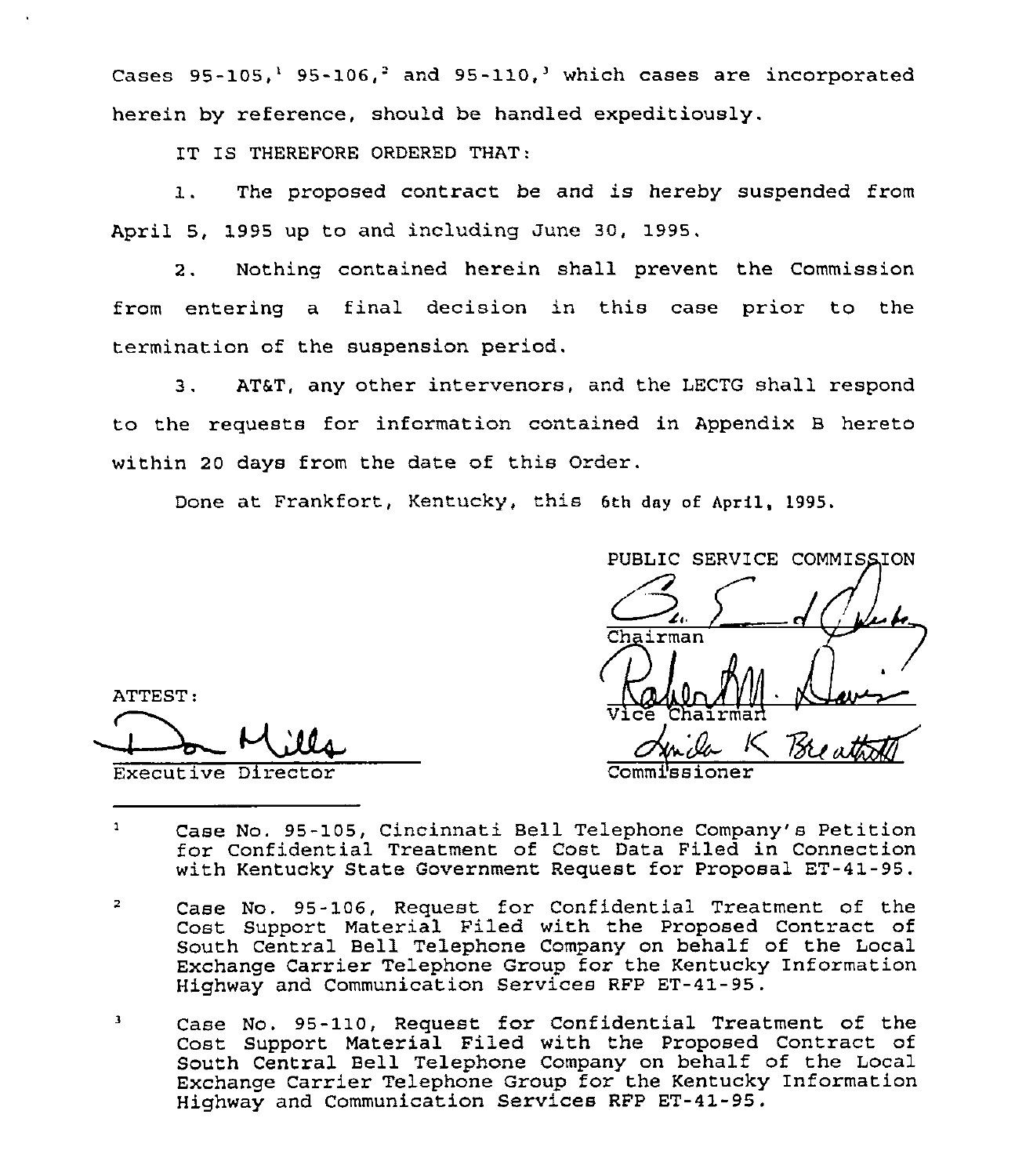Cases 95-105,[1] 95-106,[2] and 95-110,[3] which cases are incorporated herein by reference, should be handled expeditiously.

IT IS THEREFORE ORDERED THAT:

1. The proposed contract be and is hereby suspended from April 5, 1995 up to and including June 30, 1995.

2. Nothing contained herein shall prevent the Commission from entering a final decision in this case prior to the termination of the suspension period.

3. AT&T, any other intervenors, and the LECTG shall respond to the requests for information contained in Appendix B hereto within 20 days from the date of this Order.

Done at Frankfort, Kentucky, this 6th day of April, 1995.

PUBLIC SERVICE COMMISSION

Chairman

Vice Chairman

Commissioner

ATTEST:

Executive Director

---

[1] Case No. 95-105, Cincinnati Bell Telephone Company's Petition for Confidential Treatment of Cost Data Filed in Connection with Kentucky State Government Request for Proposal ET-41-95.

[2] Case No. 95-106, Request for Confidential Treatment of the Cost Support Material Filed with the Proposed Contract of South Central Bell Telephone Company on behalf of the Local Exchange Carrier Telephone Group for the Kentucky Information Highway and Communication Services RFP ET-41-95.

[3] Case No. 95-110, Request for Confidential Treatment of the Cost Support Material Filed with the Proposed Contract of South Central Bell Telephone Company on behalf of the Local Exchange Carrier Telephone Group for the Kentucky Information Highway and Communication Services RFP ET-41-95.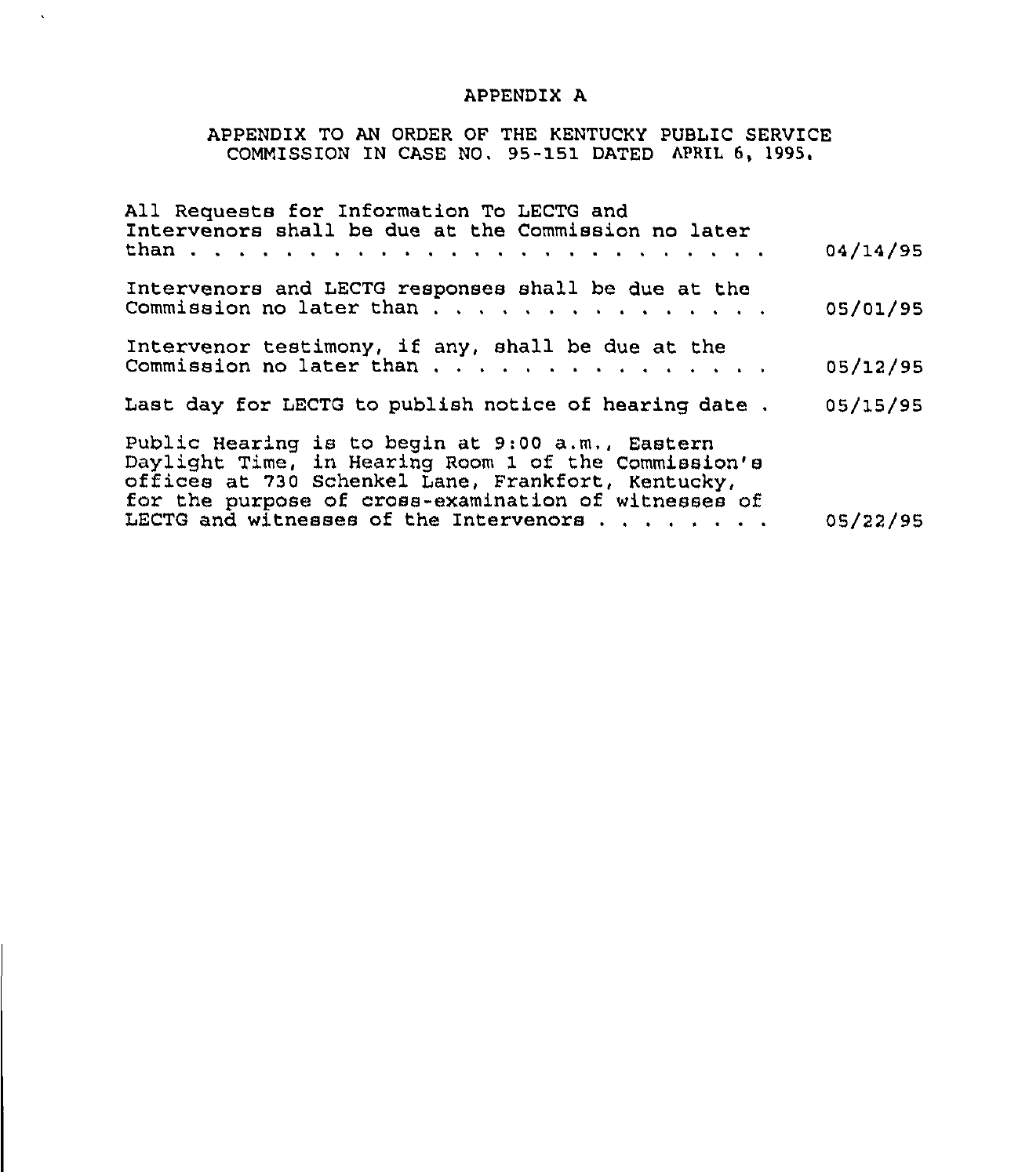# APPENDIX A

APPENDIX TO AN ORDER OF THE KENTUCKY PUBLIC SERVICE COMMISSION IN CASE NO. 95-151 DATED APRIL 6, 1995.

| | |
|---|---|
| All Requests for Information To LECTG and Intervenors shall be due at the Commission no later than . . . . . . . . . . . . . . . . . . . . . . . . . . | 04/14/95 |
| Intervenors and LECTG responses shall be due at the Commission no later than . . . . . . . . . . . . . . . . | 05/01/95 |
| Intervenor testimony, if any, shall be due at the Commission no later than . . . . . . . . . . . . . . . . | 05/12/95 |
| Last day for LECTG to publish notice of hearing date . | 05/15/95 |
| Public Hearing is to begin at 9:00 a.m., Eastern Daylight Time, in Hearing Room 1 of the Commission's offices at 730 Schenkel Lane, Frankfort, Kentucky, for the purpose of cross-examination of witnesses of LECTG and witnesses of the Intervenors . . . . . . . . . | 05/22/95 |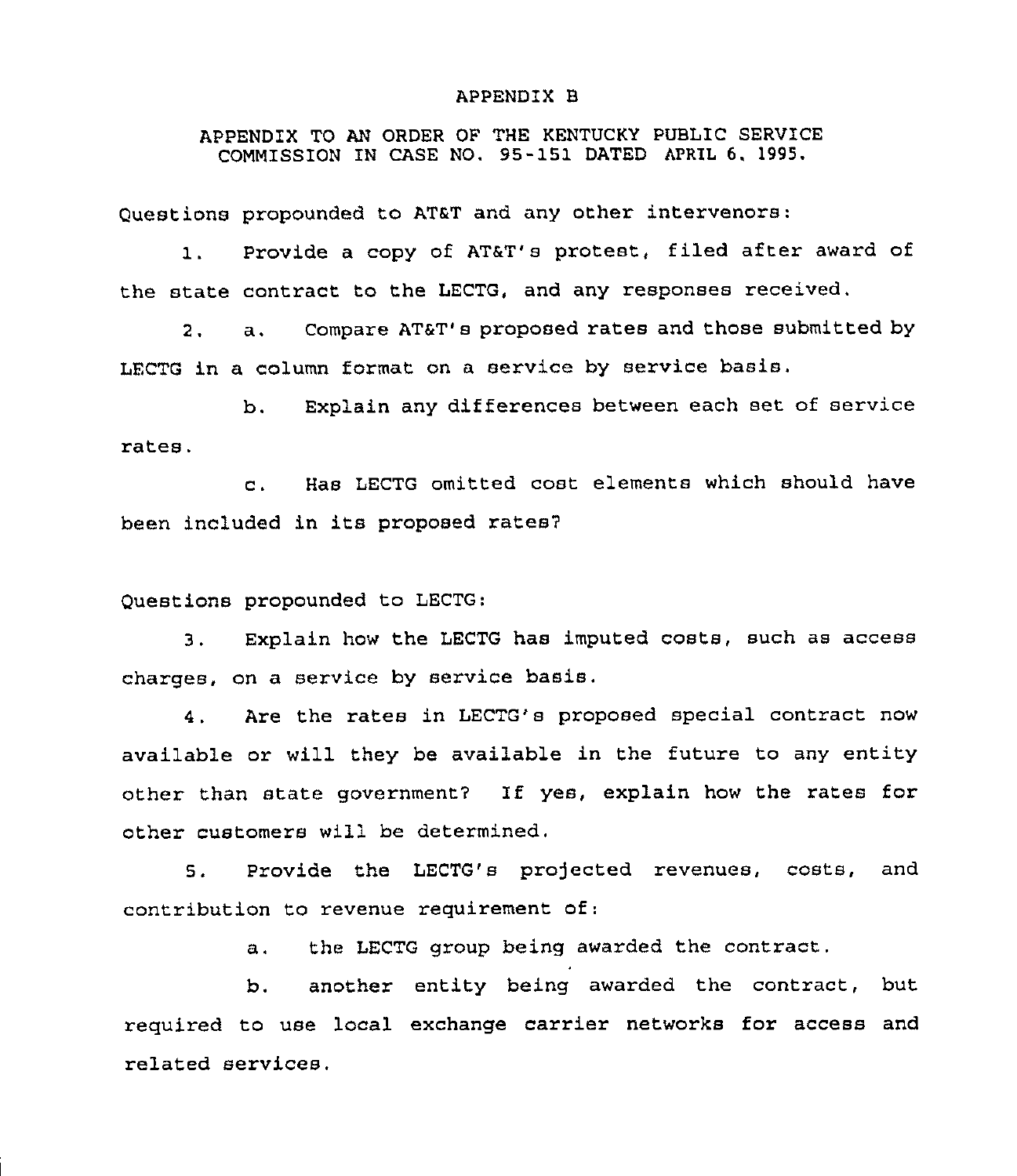APPENDIX B

APPENDIX TO AN ORDER OF THE KENTUCKY PUBLIC SERVICE COMMISSION IN CASE NO. 95-151 DATED APRIL 6, 1995.

Questions propounded to AT&T and any other intervenors:

1. Provide a copy of AT&T's protest, filed after award of the state contract to the LECTG, and any responses received.

2. a. Compare AT&T's proposed rates and those submitted by LECTG in a column format on a service by service basis.

   b. Explain any differences between each set of service rates.

   c. Has LECTG omitted cost elements which should have been included in its proposed rates?

Questions propounded to LECTG:

3. Explain how the LECTG has imputed costs, such as access charges, on a service by service basis.

4. Are the rates in LECTG's proposed special contract now available or will they be available in the future to any entity other than state government? If yes, explain how the rates for other customers will be determined.

5. Provide the LECTG's projected revenues, costs, and contribution to revenue requirement of:

   a. the LECTG group being awarded the contract.

   b. another entity being awarded the contract, but required to use local exchange carrier networks for access and related services.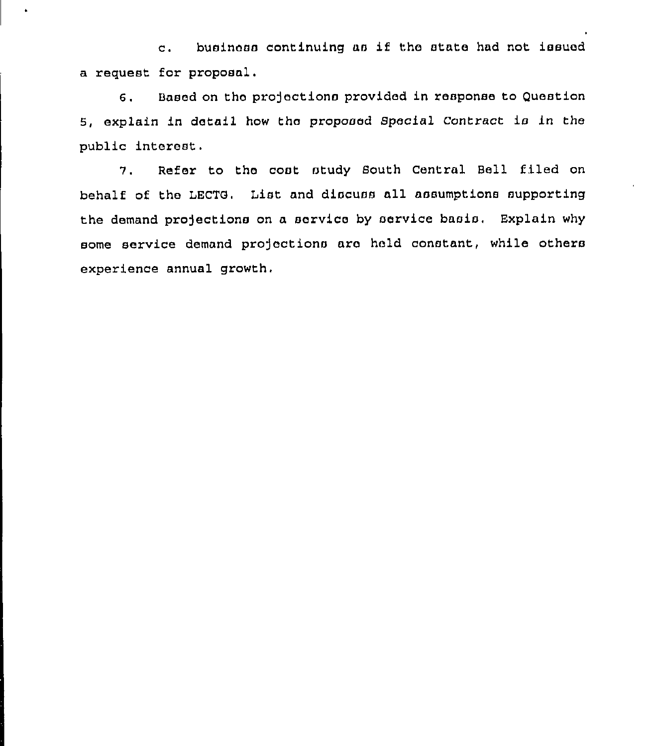c. business continuing as if the state had not issued a request for proposal.

6. Based on the projections provided in response to Question 5, explain in detail how the proposed Special Contract is in the public interest.

7. Refer to the cost study South Central Bell filed on behalf of the LECTG. List and discuss all assumptions supporting the demand projections on a service by service basis. Explain why some service demand projections are held constant, while others experience annual growth.